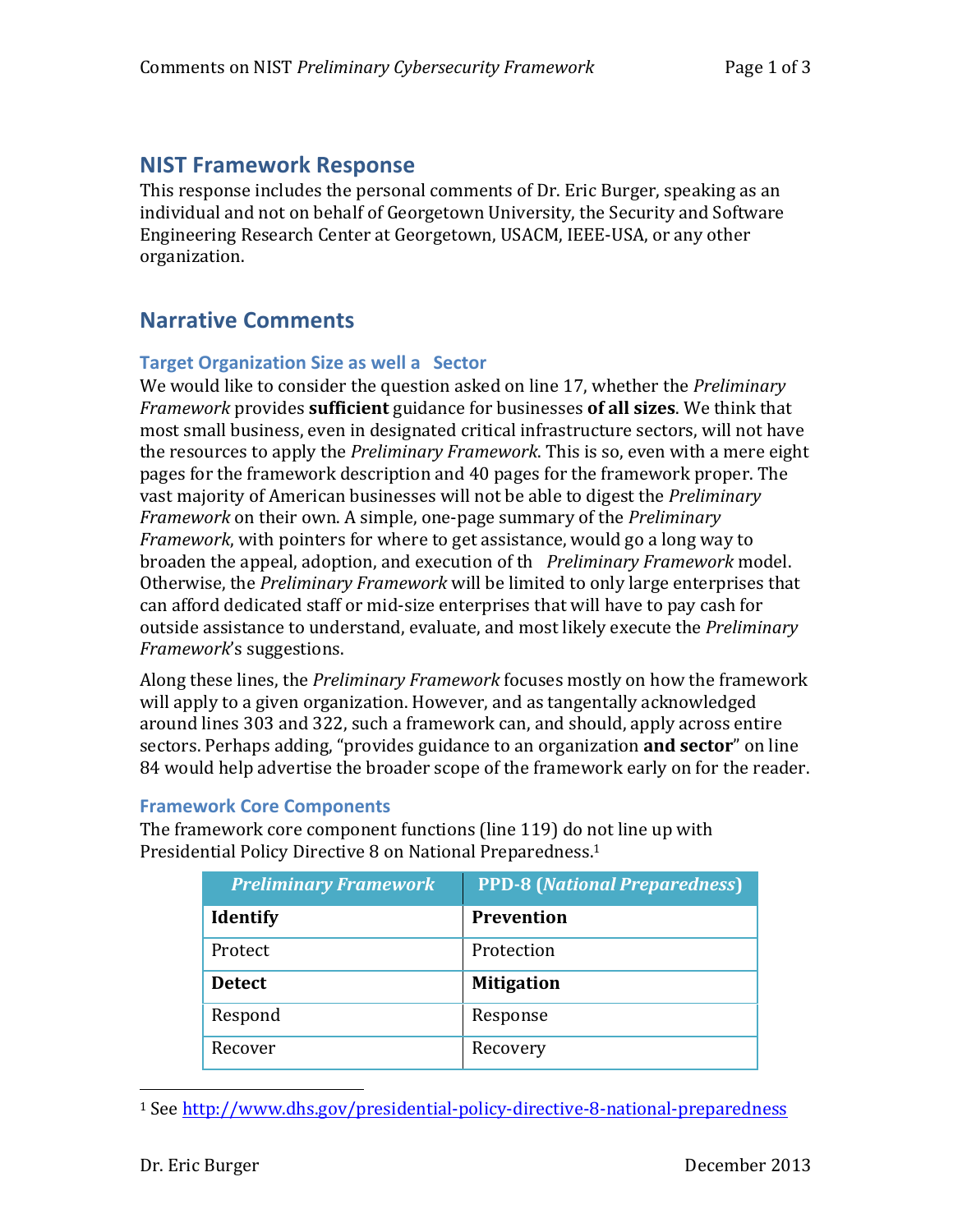## NIST Framework Response

This response includes the personal comments of Dr. Eric Burger, speaking as an individual and not on behalf of Georgetown University, the Security and Software Engineering Research Center at Georgetown, USACM, IEEE-USA, or any other organization.

## Narrative Comments

### Target Organization Size as well a Sector

We would like to consider the question asked on line 17, whether the *Preliminary Framework* provides **sufficient** guidance for businesses **of all sizes**. We think that most small business, even in designated critical infrastructure sectors, will not have the resources to apply the *Preliminary Framework*. This is so, even with a mere eight pages for the framework description and 40 pages for the framework proper. The vast majority of American businesses will not be able to digest the *Preliminary Framework* on their own. A simple, one-page summary of the *Preliminary Framework*, with pointers for where to get assistance, would go a long way to broaden the appeal, adoption, and execution of th *Preliminary Framework* model. Otherwise, the *Preliminary Framework* will be limited to only large enterprises that can afford dedicated staff or mid-size enterprises that will have to pay cash for outside assistance to understand, evaluate, and most likely execute the *Preliminary Framework*'s suggestions.

Along these lines, the *Preliminary Framework* focuses mostly on how the framework will apply to a given organization. However, and as tangentally acknowledged around lines 303 and 322, such a framework can, and should, apply across entire sectors. Perhaps adding, "provides guidance to an organization **and sector**" on line 84 would help advertise the broader scope of the framework early on for the reader.

### Framework Core Components

The framework core component functions (line 119) do not line up with Presidential Policy Directive 8 on National Preparedness.[1]

| *Preliminary Framework* | PPD-8 (*National Preparedness*) |
|---|---|
| **Identify** | **Prevention** |
| Protect | Protection |
| **Detect** | **Mitigation** |
| Respond | Response |
| Recover | Recovery |

[1] See http://www.dhs.gov/presidential-policy-directive-8-national-preparedness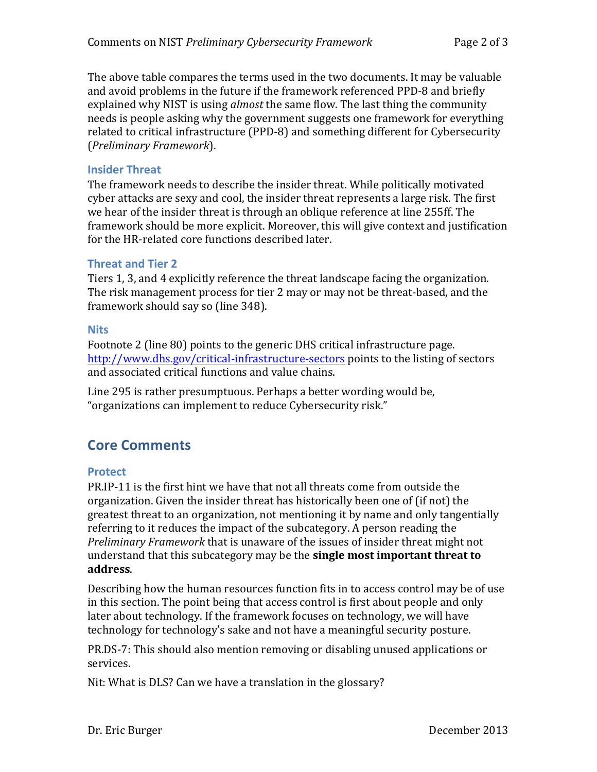The above table compares the terms used in the two documents. It may be valuable and avoid problems in the future if the framework referenced PPD-8 and briefly explained why NIST is using *almost* the same flow. The last thing the community needs is people asking why the government suggests one framework for everything related to critical infrastructure (PPD-8) and something different for Cybersecurity (*Preliminary Framework*).

### Insider Threat

The framework needs to describe the insider threat. While politically motivated cyber attacks are sexy and cool, the insider threat represents a large risk. The first we hear of the insider threat is through an oblique reference at line 255ff. The framework should be more explicit. Moreover, this will give context and justification for the HR-related core functions described later.

### Threat and Tier 2

Tiers 1, 3, and 4 explicitly reference the threat landscape facing the organization. The risk management process for tier 2 may or may not be threat-based, and the framework should say so (line 348).

### Nits

Footnote 2 (line 80) points to the generic DHS critical infrastructure page. http://www.dhs.gov/critical-infrastructure-sectors points to the listing of sectors and associated critical functions and value chains.

Line 295 is rather presumptuous. Perhaps a better wording would be, "organizations can implement to reduce Cybersecurity risk."

## Core Comments

### Protect

PR.IP-11 is the first hint we have that not all threats come from outside the organization. Given the insider threat has historically been one of (if not) the greatest threat to an organization, not mentioning it by name and only tangentially referring to it reduces the impact of the subcategory. A person reading the *Preliminary Framework* that is unaware of the issues of insider threat might not understand that this subcategory may be the **single most important threat to address**.

Describing how the human resources function fits in to access control may be of use in this section. The point being that access control is first about people and only later about technology. If the framework focuses on technology, we will have technology for technology's sake and not have a meaningful security posture.

PR.DS-7: This should also mention removing or disabling unused applications or services.

Nit: What is DLS? Can we have a translation in the glossary?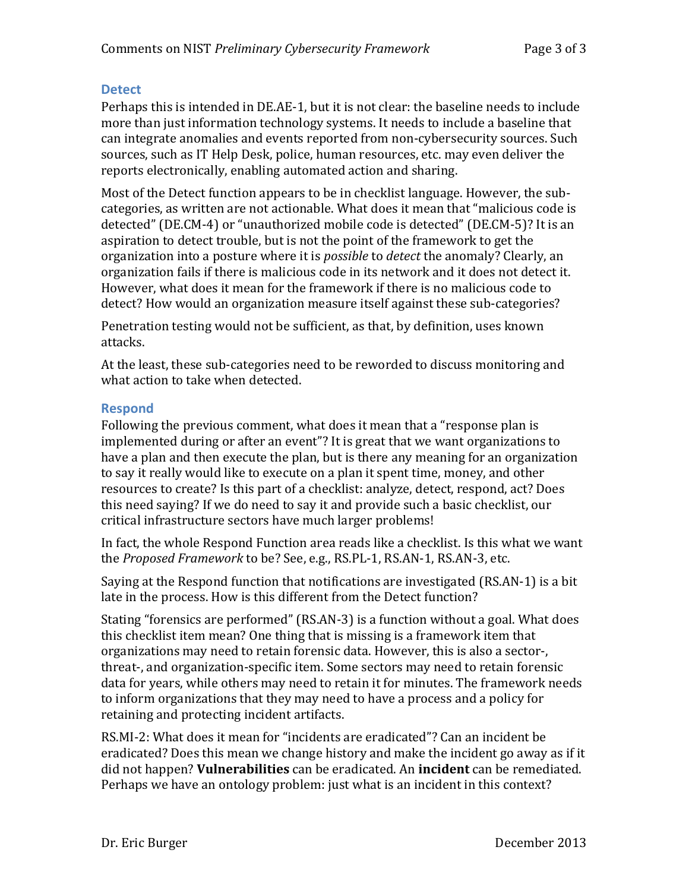## Detect

Perhaps this is intended in DE.AE-1, but it is not clear: the baseline needs to include more than just information technology systems. It needs to include a baseline that can integrate anomalies and events reported from non-cybersecurity sources. Such sources, such as IT Help Desk, police, human resources, etc. may even deliver the reports electronically, enabling automated action and sharing.

Most of the Detect function appears to be in checklist language. However, the sub-categories, as written are not actionable. What does it mean that "malicious code is detected" (DE.CM-4) or "unauthorized mobile code is detected" (DE.CM-5)? It is an aspiration to detect trouble, but is not the point of the framework to get the organization into a posture where it is *possible* to *detect* the anomaly? Clearly, an organization fails if there is malicious code in its network and it does not detect it. However, what does it mean for the framework if there is no malicious code to detect? How would an organization measure itself against these sub-categories?

Penetration testing would not be sufficient, as that, by definition, uses known attacks.

At the least, these sub-categories need to be reworded to discuss monitoring and what action to take when detected.

## Respond

Following the previous comment, what does it mean that a "response plan is implemented during or after an event"? It is great that we want organizations to have a plan and then execute the plan, but is there any meaning for an organization to say it really would like to execute on a plan it spent time, money, and other resources to create? Is this part of a checklist: analyze, detect, respond, act? Does this need saying? If we do need to say it and provide such a basic checklist, our critical infrastructure sectors have much larger problems!

In fact, the whole Respond Function area reads like a checklist. Is this what we want the *Proposed Framework* to be? See, e.g., RS.PL-1, RS.AN-1, RS.AN-3, etc.

Saying at the Respond function that notifications are investigated (RS.AN-1) is a bit late in the process. How is this different from the Detect function?

Stating "forensics are performed" (RS.AN-3) is a function without a goal. What does this checklist item mean? One thing that is missing is a framework item that organizations may need to retain forensic data. However, this is also a sector-, threat-, and organization-specific item. Some sectors may need to retain forensic data for years, while others may need to retain it for minutes. The framework needs to inform organizations that they may need to have a process and a policy for retaining and protecting incident artifacts.

RS.MI-2: What does it mean for "incidents are eradicated"? Can an incident be eradicated? Does this mean we change history and make the incident go away as if it did not happen? **Vulnerabilities** can be eradicated. An **incident** can be remediated. Perhaps we have an ontology problem: just what is an incident in this context?